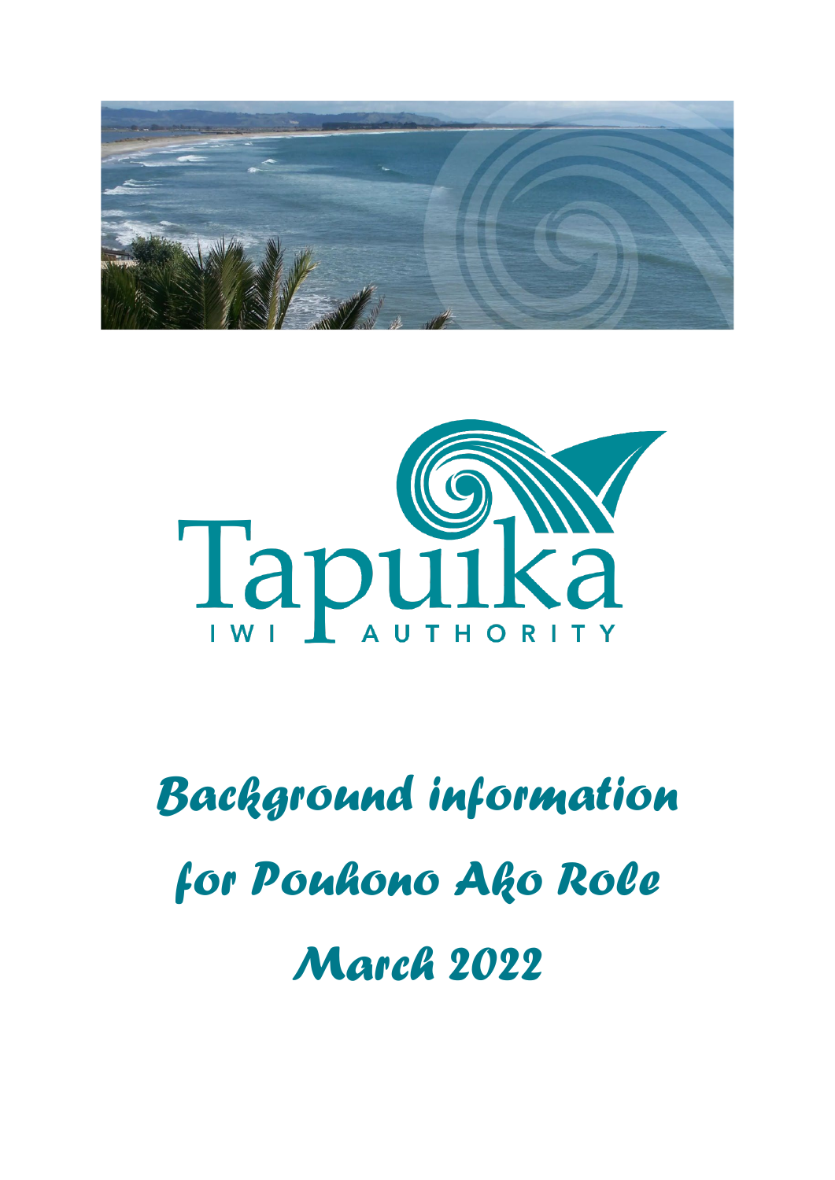Tapuika

IWI AUTHORITY

# *Background information for Pouhono Ako Role*

# *March 2022*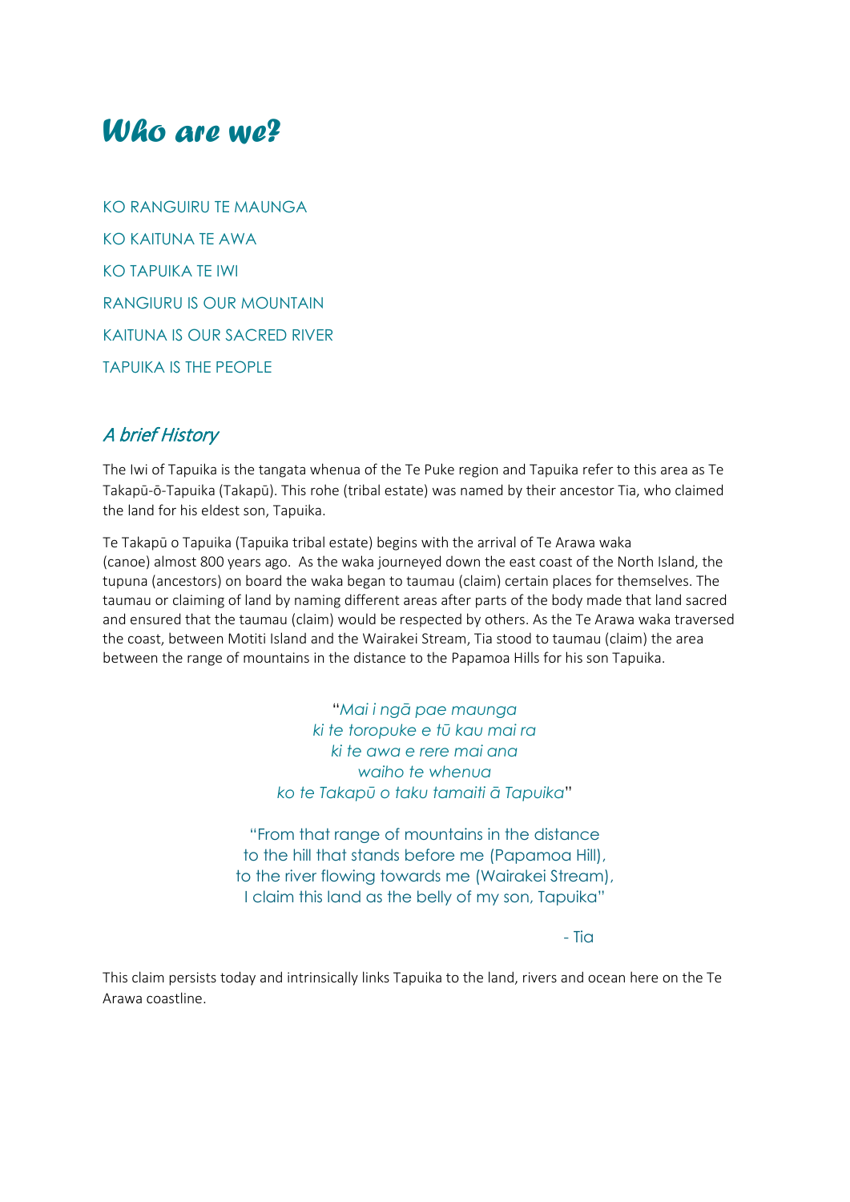# *Who are we?*

KO RANGUIRU TE MAUNGA

KO KAITUNA TE AWA

KO TAPUIKA TE IWI

RANGIURU IS OUR MOUNTAIN

KAITUNA IS OUR SACRED RIVER

TAPUIKA IS THE PEOPLE

## *A brief History*

The Iwi of Tapuika is the tangata whenua of the Te Puke region and Tapuika refer to this area as Te Takapū-ō-Tapuika (Takapū). This rohe (tribal estate) was named by their ancestor Tia, who claimed the land for his eldest son, Tapuika.

Te Takapū o Tapuika (Tapuika tribal estate) begins with the arrival of Te Arawa waka (canoe) almost 800 years ago. As the waka journeyed down the east coast of the North Island, the tupuna (ancestors) on board the waka began to taumau (claim) certain places for themselves. The taumau or claiming of land by naming different areas after parts of the body made that land sacred and ensured that the taumau (claim) would be respected by others. As the Te Arawa waka traversed the coast, between Motiti Island and the Wairakei Stream, Tia stood to taumau (claim) the area between the range of mountains in the distance to the Papamoa Hills for his son Tapuika.

"*Mai i ngā pae maunga*
*ki te toropuke e tū kau mai ra*
*ki te awa e rere mai ana*
*waiho te whenua*
*ko te Takapū o taku tamaiti ā Tapuika*"

"From that range of mountains in the distance
to the hill that stands before me (Papamoa Hill),
to the river flowing towards me (Wairakei Stream),
I claim this land as the belly of my son, Tapuika"

- Tia

This claim persists today and intrinsically links Tapuika to the land, rivers and ocean here on the Te Arawa coastline.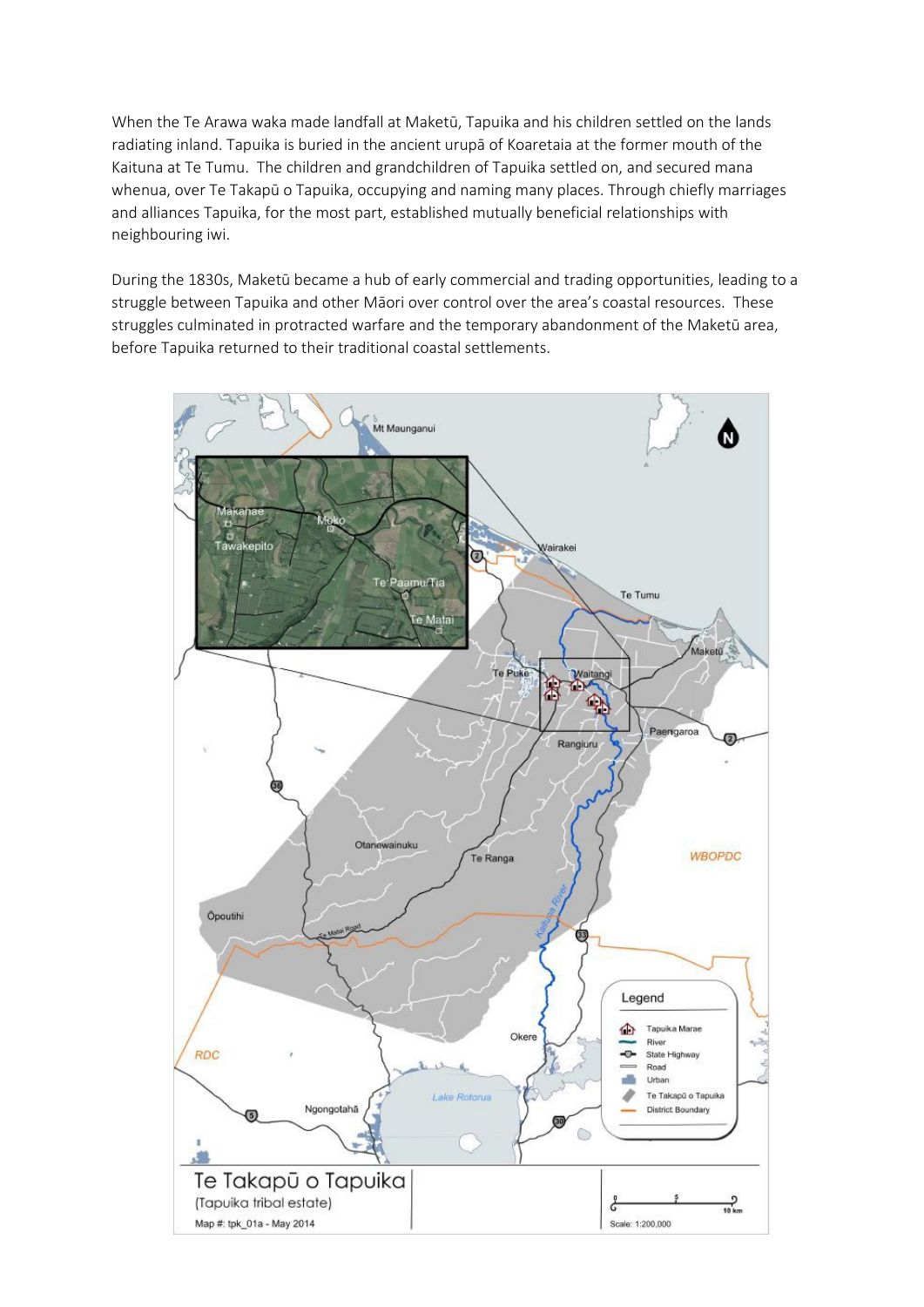When the Te Arawa waka made landfall at Maketū, Tapuika and his children settled on the lands radiating inland. Tapuika is buried in the ancient urupā of Koaretaia at the former mouth of the Kaituna at Te Tumu. The children and grandchildren of Tapuika settled on, and secured mana whenua, over Te Takapū o Tapuika, occupying and naming many places. Through chiefly marriages and alliances Tapuika, for the most part, established mutually beneficial relationships with neighbouring iwi.

During the 1830s, Maketū became a hub of early commercial and trading opportunities, leading to a struggle between Tapuika and other Māori over control over the area's coastal resources. These struggles culminated in protracted warfare and the temporary abandonment of the Maketū area, before Tapuika returned to their traditional coastal settlements.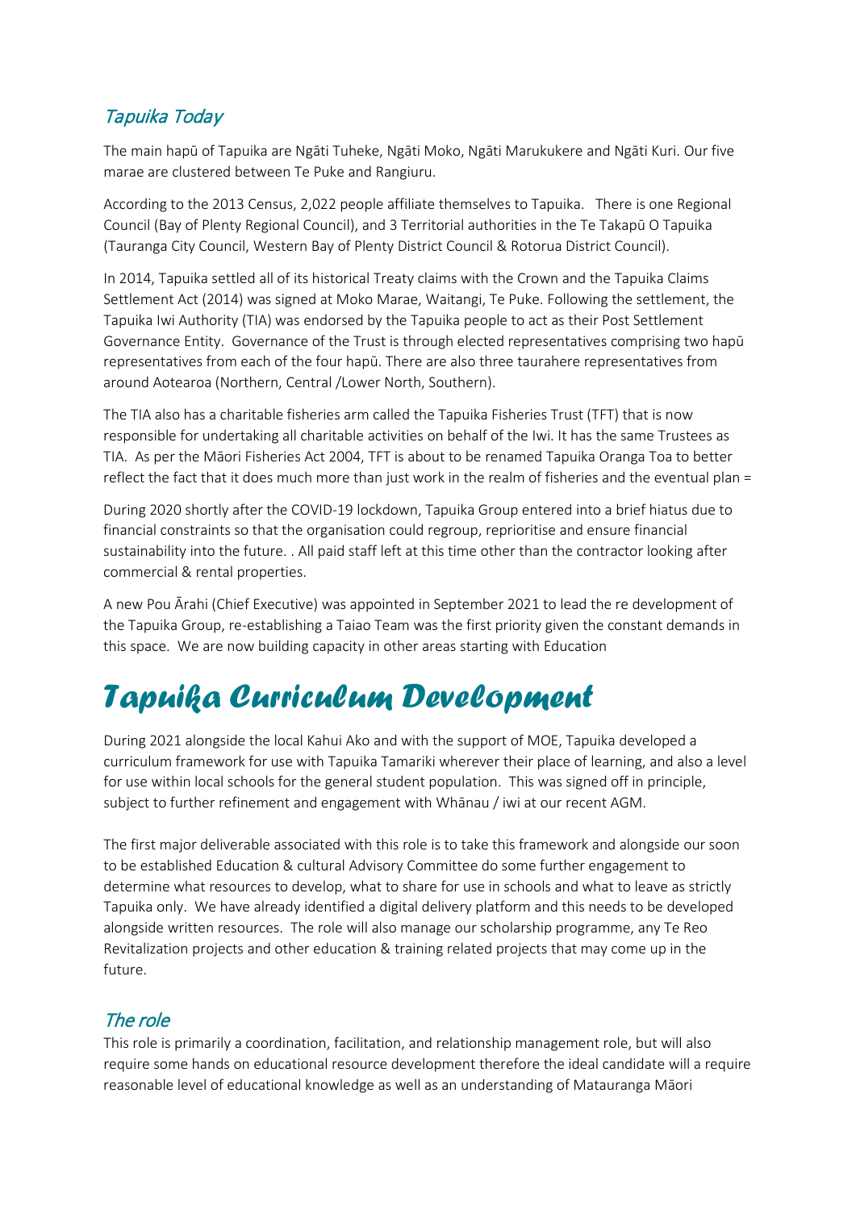## *Tapuika Today*

The main hapū of Tapuika are Ngāti Tuheke, Ngāti Moko, Ngāti Marukukere and Ngāti Kuri. Our five marae are clustered between Te Puke and Rangiuru.

According to the 2013 Census, 2,022 people affiliate themselves to Tapuika. There is one Regional Council (Bay of Plenty Regional Council), and 3 Territorial authorities in the Te Takapū O Tapuika (Tauranga City Council, Western Bay of Plenty District Council & Rotorua District Council).

In 2014, Tapuika settled all of its historical Treaty claims with the Crown and the Tapuika Claims Settlement Act (2014) was signed at Moko Marae, Waitangi, Te Puke. Following the settlement, the Tapuika Iwi Authority (TIA) was endorsed by the Tapuika people to act as their Post Settlement Governance Entity. Governance of the Trust is through elected representatives comprising two hapū representatives from each of the four hapū. There are also three taurahere representatives from around Aotearoa (Northern, Central /Lower North, Southern).

The TIA also has a charitable fisheries arm called the Tapuika Fisheries Trust (TFT) that is now responsible for undertaking all charitable activities on behalf of the Iwi. It has the same Trustees as TIA. As per the Māori Fisheries Act 2004, TFT is about to be renamed Tapuika Oranga Toa to better reflect the fact that it does much more than just work in the realm of fisheries and the eventual plan =

During 2020 shortly after the COVID-19 lockdown, Tapuika Group entered into a brief hiatus due to financial constraints so that the organisation could regroup, reprioritise and ensure financial sustainability into the future. . All paid staff left at this time other than the contractor looking after commercial & rental properties.

A new Pou Ārahi (Chief Executive) was appointed in September 2021 to lead the re development of the Tapuika Group, re-establishing a Taiao Team was the first priority given the constant demands in this space. We are now building capacity in other areas starting with Education

# *Tapuika Curriculum Development*

During 2021 alongside the local Kahui Ako and with the support of MOE, Tapuika developed a curriculum framework for use with Tapuika Tamariki wherever their place of learning, and also a level for use within local schools for the general student population. This was signed off in principle, subject to further refinement and engagement with Whānau / iwi at our recent AGM.

The first major deliverable associated with this role is to take this framework and alongside our soon to be established Education & cultural Advisory Committee do some further engagement to determine what resources to develop, what to share for use in schools and what to leave as strictly Tapuika only. We have already identified a digital delivery platform and this needs to be developed alongside written resources. The role will also manage our scholarship programme, any Te Reo Revitalization projects and other education & training related projects that may come up in the future.

## *The role*

This role is primarily a coordination, facilitation, and relationship management role, but will also require some hands on educational resource development therefore the ideal candidate will a require reasonable level of educational knowledge as well as an understanding of Matauranga Māori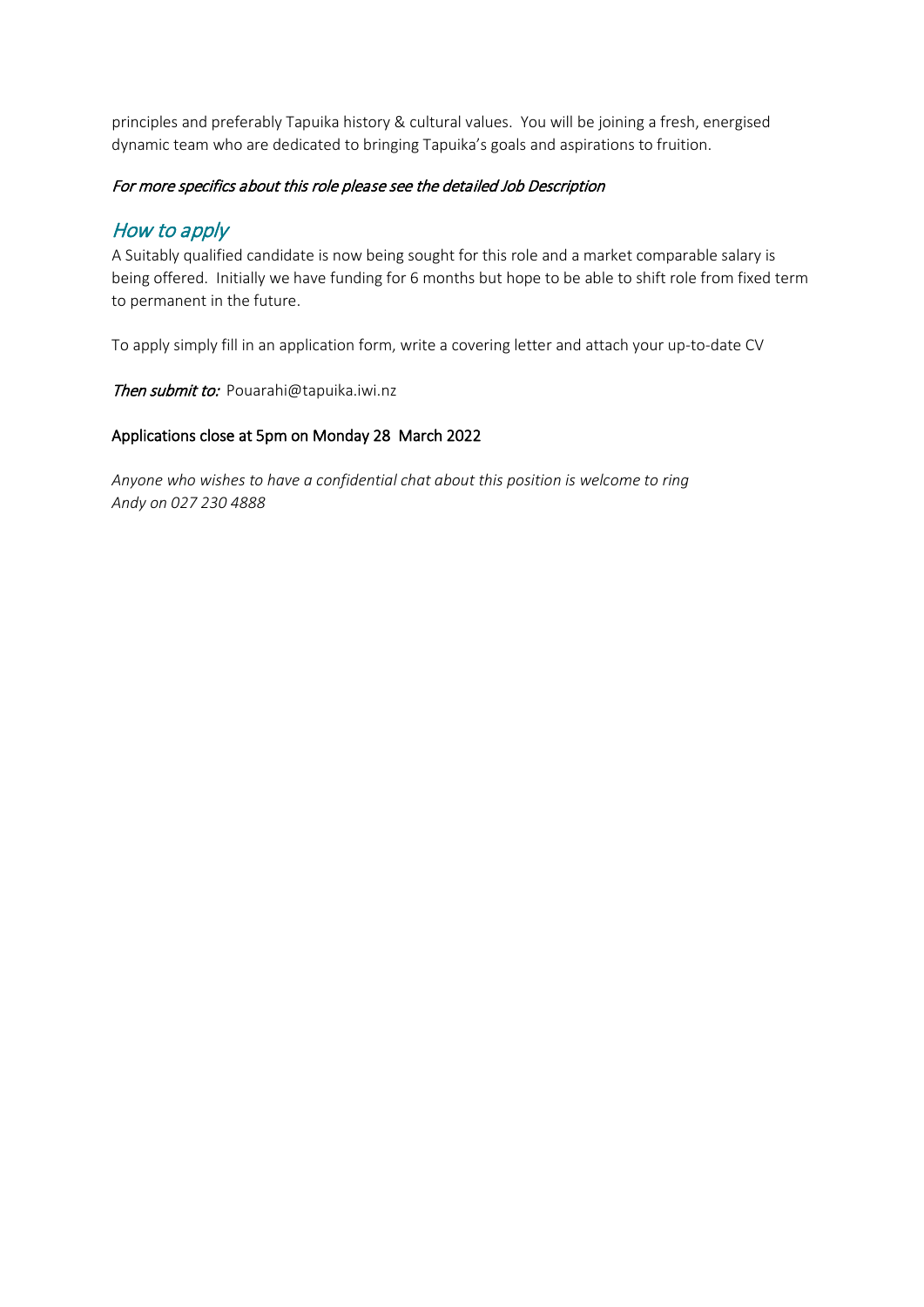principles and preferably Tapuika history & cultural values. You will be joining a fresh, energised dynamic team who are dedicated to bringing Tapuika's goals and aspirations to fruition.

*For more specifics about this role please see the detailed Job Description*

## *How to apply*

A Suitably qualified candidate is now being sought for this role and a market comparable salary is being offered. Initially we have funding for 6 months but hope to be able to shift role from fixed term to permanent in the future.

To apply simply fill in an application form, write a covering letter and attach your up-to-date CV

*Then submit to:* Pouarahi@tapuika.iwi.nz

Applications close at 5pm on Monday 28 March 2022

*Anyone who wishes to have a confidential chat about this position is welcome to ring Andy on 027 230 4888*